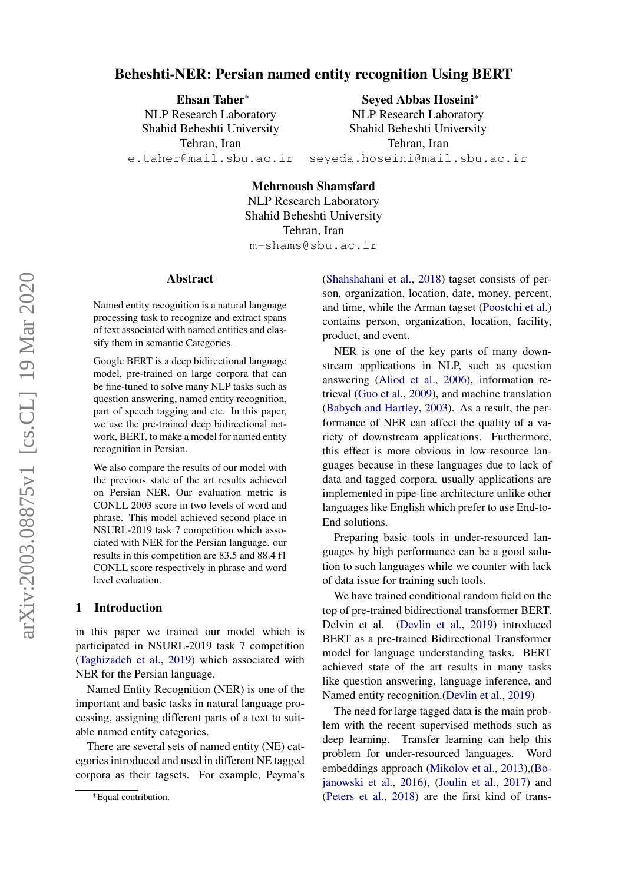# Beheshti-NER: Persian named entity recognition Using BERT

**Ehsan Taher***
NLP Research Laboratory
Shahid Beheshti University
Tehran, Iran
e.taher@mail.sbu.ac.ir

**Seyed Abbas Hoseini***
NLP Research Laboratory
Shahid Beheshti University
Tehran, Iran
seyeda.hoseini@mail.sbu.ac.ir

**Mehrnoush Shamsfard**
NLP Research Laboratory
Shahid Beheshti University
Tehran, Iran
m-shams@sbu.ac.ir

## Abstract

Named entity recognition is a natural language processing task to recognize and extract spans of text associated with named entities and classify them in semantic Categories.

Google BERT is a deep bidirectional language model, pre-trained on large corpora that can be fine-tuned to solve many NLP tasks such as question answering, named entity recognition, part of speech tagging and etc. In this paper, we use the pre-trained deep bidirectional network, BERT, to make a model for named entity recognition in Persian.

We also compare the results of our model with the previous state of the art results achieved on Persian NER. Our evaluation metric is CONLL 2003 score in two levels of word and phrase. This model achieved second place in NSURL-2019 task 7 competition which associated with NER for the Persian language. our results in this competition are 83.5 and 88.4 f1 CONLL score respectively in phrase and word level evaluation.

## 1 Introduction

in this paper we trained our model which is participated in NSURL-2019 task 7 competition (Taghizadeh et al., 2019) which associated with NER for the Persian language.

Named Entity Recognition (NER) is one of the important and basic tasks in natural language processing, assigning different parts of a text to suitable named entity categories.

There are several sets of named entity (NE) categories introduced and used in different NE tagged corpora as their tagsets. For example, Peyma's (Shahshahani et al., 2018) tagset consists of person, organization, location, date, money, percent, and time, while the Arman tagset (Poostchi et al.) contains person, organization, location, facility, product, and event.

NER is one of the key parts of many downstream applications in NLP, such as question answering (Aliod et al., 2006), information retrieval (Guo et al., 2009), and machine translation (Babych and Hartley, 2003). As a result, the performance of NER can affect the quality of a variety of downstream applications. Furthermore, this effect is more obvious in low-resource languages because in these languages due to lack of data and tagged corpora, usually applications are implemented in pipe-line architecture unlike other languages like English which prefer to use End-to-End solutions.

Preparing basic tools in under-resourced languages by high performance can be a good solution to such languages while we counter with lack of data issue for training such tools.

We have trained conditional random field on the top of pre-trained bidirectional transformer BERT. Delvin et al. (Devlin et al., 2019) introduced BERT as a pre-trained Bidirectional Transformer model for language understanding tasks. BERT achieved state of the art results in many tasks like question answering, language inference, and Named entity recognition.(Devlin et al., 2019)

The need for large tagged data is the main problem with the recent supervised methods such as deep learning. Transfer learning can help this problem for under-resourced languages. Word embeddings approach (Mikolov et al., 2013),(Bojanowski et al., 2016), (Joulin et al., 2017) and (Peters et al., 2018) are the first kind of trans-

*Equal contribution.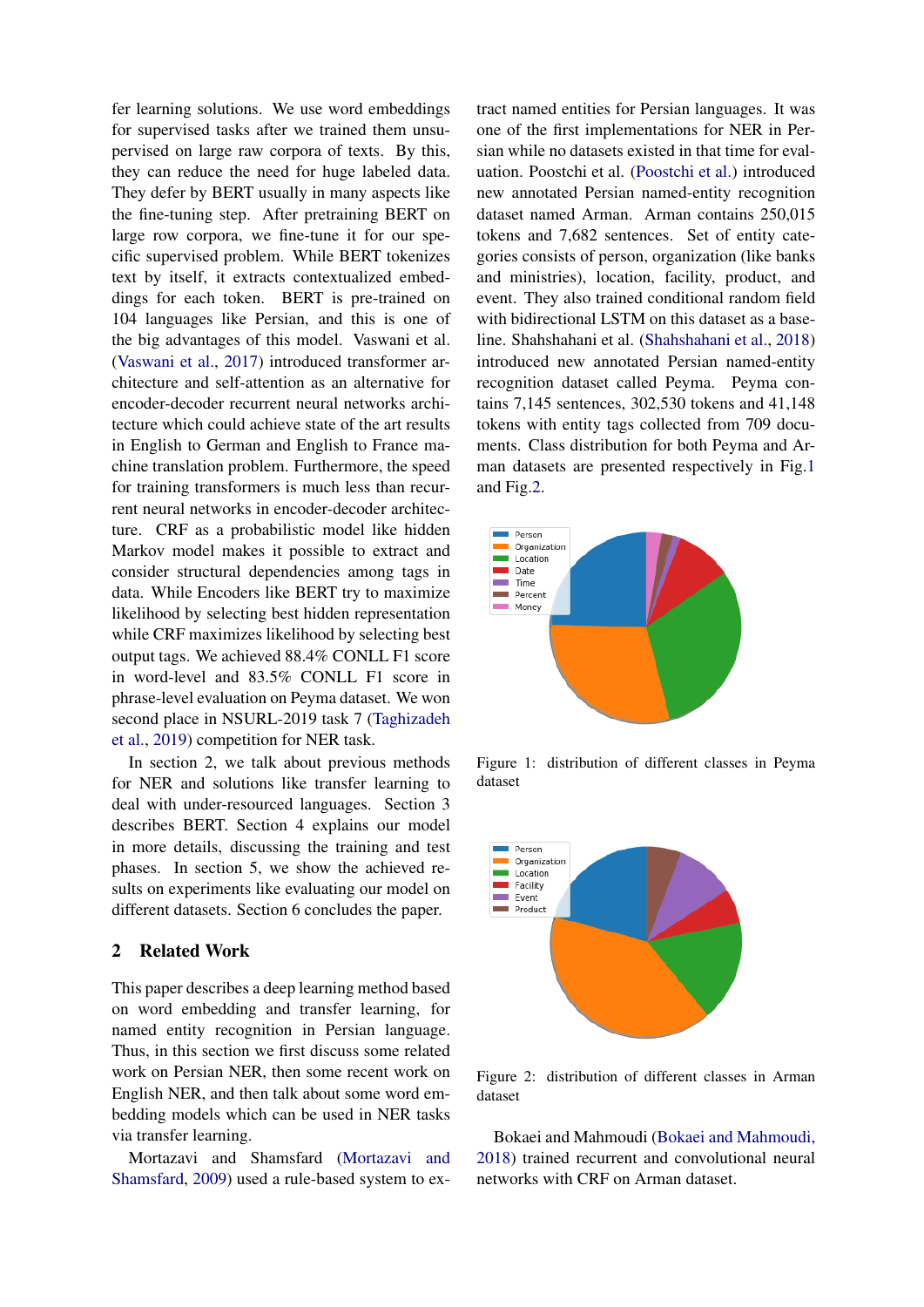fer learning solutions. We use word embeddings for supervised tasks after we trained them unsupervised on large raw corpora of texts. By this, they can reduce the need for huge labeled data. They defer by BERT usually in many aspects like the fine-tuning step. After pretraining BERT on large row corpora, we fine-tune it for our specific supervised problem. While BERT tokenizes text by itself, it extracts contextualized embeddings for each token. BERT is pre-trained on 104 languages like Persian, and this is one of the big advantages of this model. Vaswani et al. (Vaswani et al., 2017) introduced transformer architecture and self-attention as an alternative for encoder-decoder recurrent neural networks architecture which could achieve state of the art results in English to German and English to France machine translation problem. Furthermore, the speed for training transformers is much less than recurrent neural networks in encoder-decoder architecture. CRF as a probabilistic model like hidden Markov model makes it possible to extract and consider structural dependencies among tags in data. While Encoders like BERT try to maximize likelihood by selecting best hidden representation while CRF maximizes likelihood by selecting best output tags. We achieved 88.4% CONLL F1 score in word-level and 83.5% CONLL F1 score in phrase-level evaluation on Peyma dataset. We won second place in NSURL-2019 task 7 (Taghizadeh et al., 2019) competition for NER task.

In section 2, we talk about previous methods for NER and solutions like transfer learning to deal with under-resourced languages. Section 3 describes BERT. Section 4 explains our model in more details, discussing the training and test phases. In section 5, we show the achieved results on experiments like evaluating our model on different datasets. Section 6 concludes the paper.

## 2 Related Work

This paper describes a deep learning method based on word embedding and transfer learning, for named entity recognition in Persian language. Thus, in this section we first discuss some related work on Persian NER, then some recent work on English NER, and then talk about some word embedding models which can be used in NER tasks via transfer learning.

Mortazavi and Shamsfard (Mortazavi and Shamsfard, 2009) used a rule-based system to extract named entities for Persian languages. It was one of the first implementations for NER in Persian while no datasets existed in that time for evaluation. Poostchi et al. (Poostchi et al.) introduced new annotated Persian named-entity recognition dataset named Arman. Arman contains 250,015 tokens and 7,682 sentences. Set of entity categories consists of person, organization (like banks and ministries), location, facility, product, and event. They also trained conditional random field with bidirectional LSTM on this dataset as a baseline. Shahshahani et al. (Shahshahani et al., 2018) introduced new annotated Persian named-entity recognition dataset called Peyma. Peyma contains 7,145 sentences, 302,530 tokens and 41,148 tokens with entity tags collected from 709 documents. Class distribution for both Peyma and Arman datasets are presented respectively in Fig.1 and Fig.2.

Figure 1: distribution of different classes in Peyma dataset

Figure 2: distribution of different classes in Arman dataset

Bokaei and Mahmoudi (Bokaei and Mahmoudi, 2018) trained recurrent and convolutional neural networks with CRF on Arman dataset.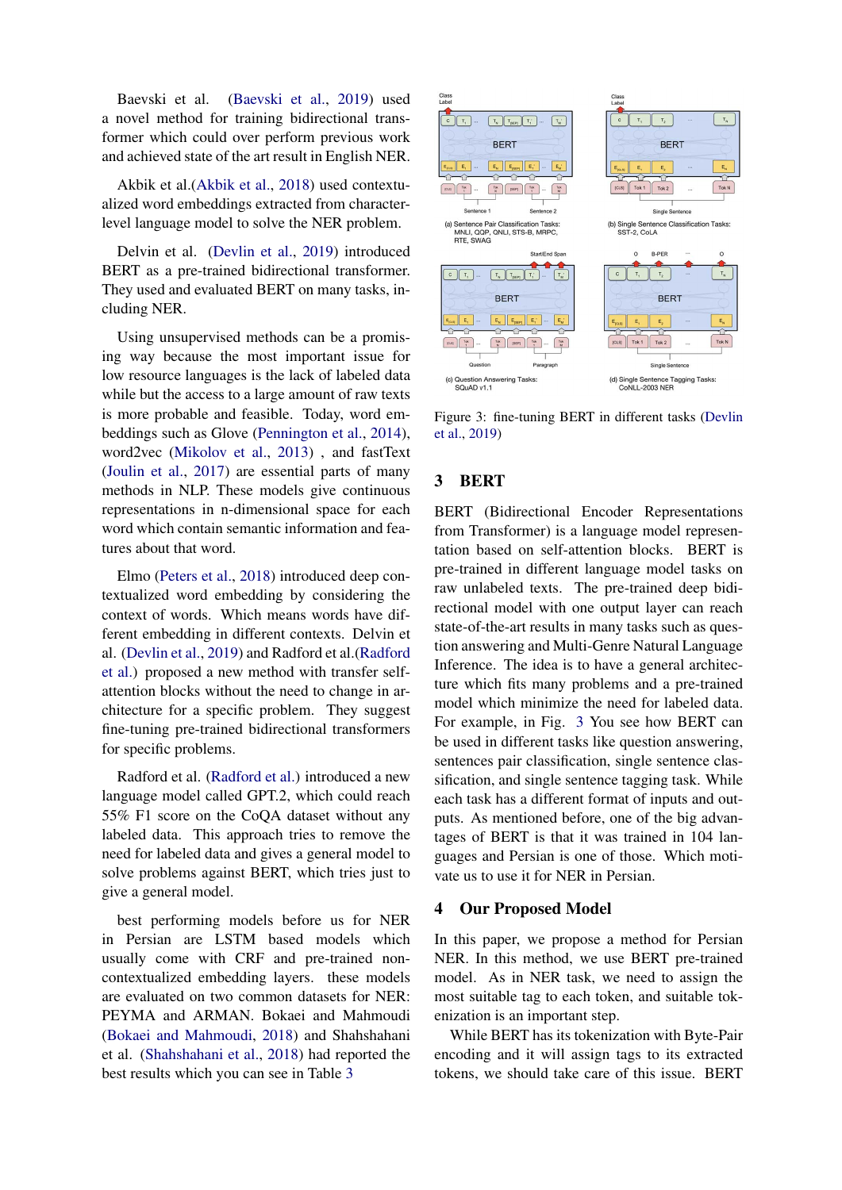Baevski et al. (Baevski et al., 2019) used a novel method for training bidirectional transformer which could over perform previous work and achieved state of the art result in English NER.

Akbik et al.(Akbik et al., 2018) used contextualized word embeddings extracted from character-level language model to solve the NER problem.

Delvin et al. (Devlin et al., 2019) introduced BERT as a pre-trained bidirectional transformer. They used and evaluated BERT on many tasks, including NER.

Using unsupervised methods can be a promising way because the most important issue for low resource languages is the lack of labeled data while but the access to a large amount of raw texts is more probable and feasible. Today, word embeddings such as Glove (Pennington et al., 2014), word2vec (Mikolov et al., 2013) , and fastText (Joulin et al., 2017) are essential parts of many methods in NLP. These models give continuous representations in n-dimensional space for each word which contain semantic information and features about that word.

Elmo (Peters et al., 2018) introduced deep contextualized word embedding by considering the context of words. Which means words have different embedding in different contexts. Delvin et al. (Devlin et al., 2019) and Radford et al.(Radford et al.) proposed a new method with transfer self-attention blocks without the need to change in architecture for a specific problem. They suggest fine-tuning pre-trained bidirectional transformers for specific problems.

Radford et al. (Radford et al.) introduced a new language model called GPT.2, which could reach 55% F1 score on the CoQA dataset without any labeled data. This approach tries to remove the need for labeled data and gives a general model to solve problems against BERT, which tries just to give a general model.

best performing models before us for NER in Persian are LSTM based models which usually come with CRF and pre-trained non-contextualized embedding layers. these models are evaluated on two common datasets for NER: PEYMA and ARMAN. Bokaei and Mahmoudi (Bokaei and Mahmoudi, 2018) and Shahshahani et al. (Shahshahani et al., 2018) had reported the best results which you can see in Table 3

Figure 3: fine-tuning BERT in different tasks (Devlin et al., 2019)

## 3 BERT

BERT (Bidirectional Encoder Representations from Transformer) is a language model representation based on self-attention blocks. BERT is pre-trained in different language model tasks on raw unlabeled texts. The pre-trained deep bidirectional model with one output layer can reach state-of-the-art results in many tasks such as question answering and Multi-Genre Natural Language Inference. The idea is to have a general architecture which fits many problems and a pre-trained model which minimize the need for labeled data. For example, in Fig. 3 You see how BERT can be used in different tasks like question answering, sentences pair classification, and single sentence classification, and single sentence tagging task. While each task has a different format of inputs and outputs. As mentioned before, one of the big advantages of BERT is that it was trained in 104 languages and Persian is one of those. Which motivate us to use it for NER in Persian.

## 4 Our Proposed Model

In this paper, we propose a method for Persian NER. In this method, we use BERT pre-trained model. As in NER task, we need to assign the most suitable tag to each token, and suitable tokenization is an important step.

While BERT has its tokenization with Byte-Pair encoding and it will assign tags to its extracted tokens, we should take care of this issue. BERT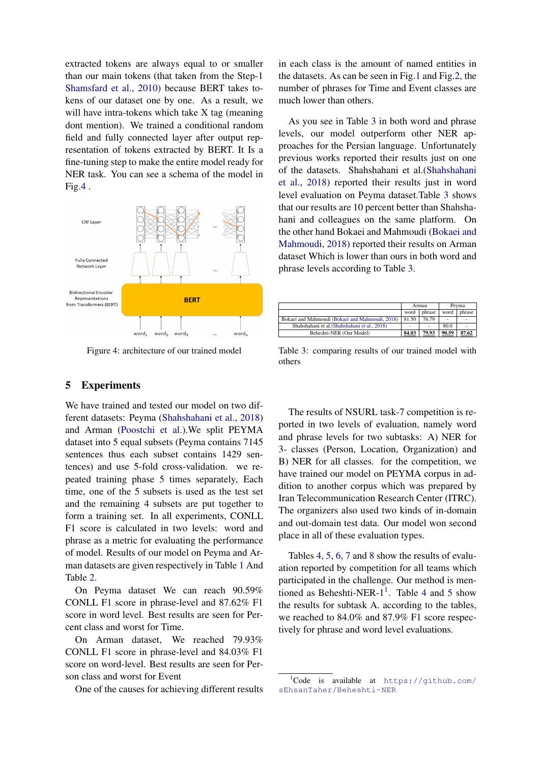extracted tokens are always equal to or smaller than our main tokens (that taken from the Step-1 Shamsfard et al., 2010) because BERT takes tokens of our dataset one by one. As a result, we will have intra-tokens which take X tag (meaning dont mention). We trained a conditional random field and fully connected layer after output representation of tokens extracted by BERT. It Is a fine-tuning step to make the entire model ready for NER task. You can see a schema of the model in Fig.4 .

Figure 4: architecture of our trained model

## 5 Experiments

We have trained and tested our model on two different datasets: Peyma (Shahshahani et al., 2018) and Arman (Poostchi et al.).We split PEYMA dataset into 5 equal subsets (Peyma contains 7145 sentences thus each subset contains 1429 sentences) and use 5-fold cross-validation. we repeated training phase 5 times separately, Each time, one of the 5 subsets is used as the test set and the remaining 4 subsets are put together to form a training set. In all experiments, CONLL F1 score is calculated in two levels: word and phrase as a metric for evaluating the performance of model. Results of our model on Peyma and Arman datasets are given respectively in Table 1 And Table 2.

On Peyma dataset We can reach 90.59% CONLL F1 score in phrase-level and 87.62% F1 score in word level. Best results are seen for Percent class and worst for Time.

On Arman dataset, We reached 79.93% CONLL F1 score in phrase-level and 84.03% F1 score on word-level. Best results are seen for Person class and worst for Event

One of the causes for achieving different results in each class is the amount of named entities in the datasets. As can be seen in Fig.1 and Fig.2, the number of phrases for Time and Event classes are much lower than others.

As you see in Table 3 in both word and phrase levels, our model outperform other NER approaches for the Persian language. Unfortunately previous works reported their results just on one of the datasets. Shahshahani et al.(Shahshahani et al., 2018) reported their results just in word level evaluation on Peyma dataset.Table 3 shows that our results are 10 percent better than Shahshahani and colleagues on the same platform. On the other hand Bokaei and Mahmoudi (Bokaei and Mahmoudi, 2018) reported their results on Arman dataset Which is lower than ours in both word and phrase levels according to Table 3.

| | Arman | | Peyma | |
|---|---|---|---|---|
| | word | phrase | word | phrase |
| Bokaei and Mahmoudi (Bokaei and Mahmoudi, 2018) | 81.50 | 76.79 | - | - |
| Shahshahani et al.(Shahshahani et al., 2018) | - | - | 80.0 | - |
| Beheshti-NER (Our Model) | **84.03** | **79.93** | **90.59** | **87.62** |

Table 3: comparing results of our trained model with others

The results of NSURL task-7 competition is reported in two levels of evaluation, namely word and phrase levels for two subtasks: A) NER for 3- classes (Person, Location, Organization) and B) NER for all classes. for the competition, we have trained our model on PEYMA corpus in addition to another corpus which was prepared by Iran Telecommunication Research Center (ITRC). The organizers also used two kinds of in-domain and out-domain test data. Our model won second place in all of these evaluation types.

Tables 4, 5, 6, 7 and 8 show the results of evaluation reported by competition for all teams which participated in the challenge. Our method is mentioned as Beheshti-NER-1[1]. Table 4 and 5 show the results for subtask A. according to the tables, we reached to 84.0% and 87.9% F1 score respectively for phrase and word level evaluations.

[1]Code is available at https://github.com/sEhsanTaher/Beheshti-NER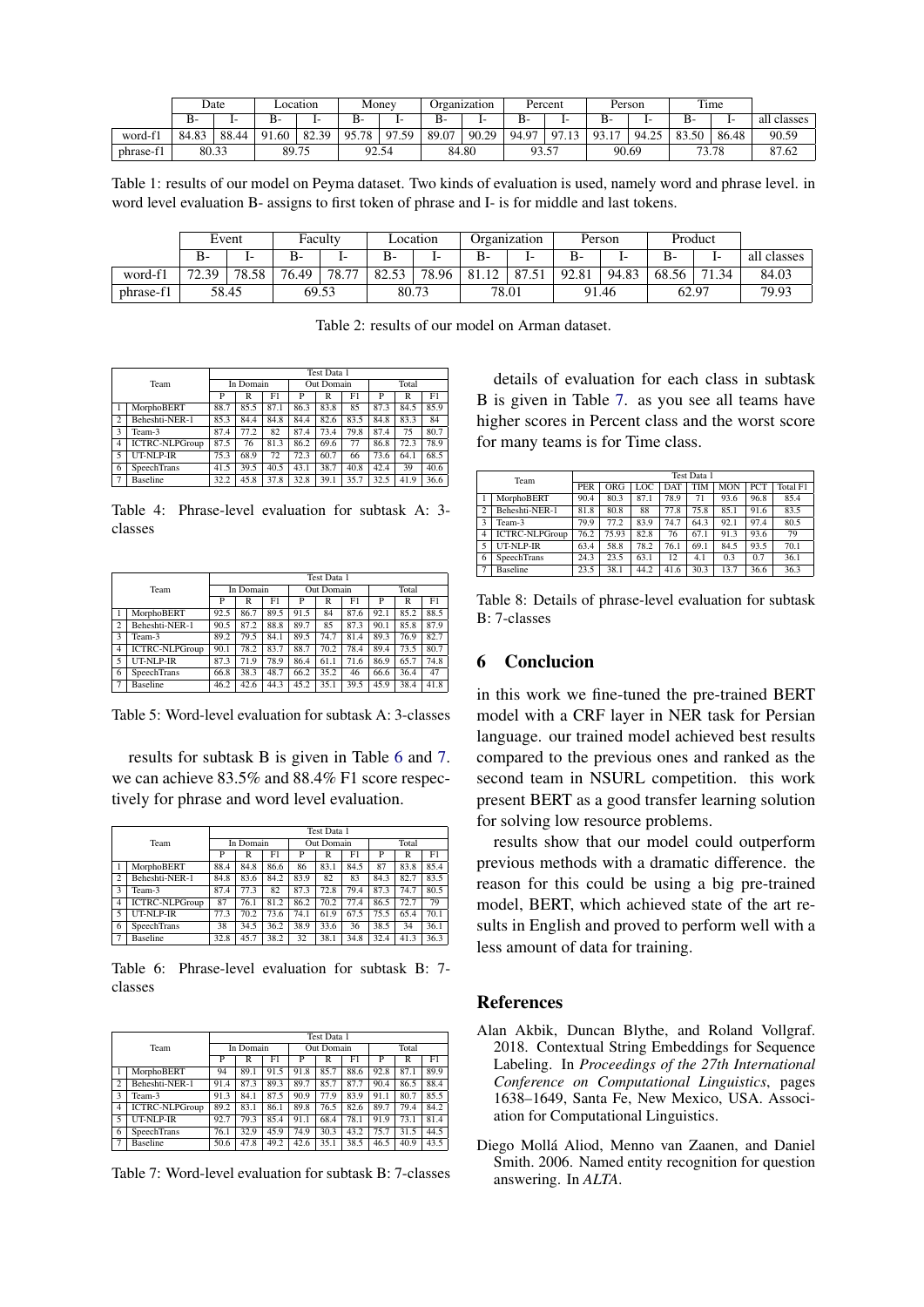| | Date | | Location | | Money | | Organization | | Percent | | Person | | Time | | |
|---|---|---|---|---|---|---|---|---|---|---|---|---|---|---|---|
| | B- | I- | B- | I- | B- | I- | B- | I- | B- | I- | B- | I- | B- | I- | all classes |
| word-f1 | 84.83 | 88.44 | 91.60 | 82.39 | 95.78 | 97.59 | 89.07 | 90.29 | 94.97 | 97.13 | 93.17 | 94.25 | 83.50 | 86.48 | 90.59 |
| phrase-f1 | 80.33 | | 89.75 | | 92.54 | | 84.80 | | 93.57 | | 90.69 | | 73.78 | | 87.62 |

Table 1: results of our model on Peyma dataset. Two kinds of evaluation is used, namely word and phrase level. in word level evaluation B- assigns to first token of phrase and I- is for middle and last tokens.

| | Event | | Faculty | | Location | | Organization | | Person | | Product | | |
|---|---|---|---|---|---|---|---|---|---|---|---|---|---|
| | B- | I- | B- | I- | B- | I- | B- | I- | B- | I- | B- | I- | all classes |
| word-f1 | 72.39 | 78.58 | 76.49 | 78.77 | 82.53 | 78.96 | 81.12 | 87.51 | 92.81 | 94.83 | 68.56 | 71.34 | 84.03 |
| phrase-f1 | 58.45 | | 69.53 | | 80.73 | | 78.01 | | 91.46 | | 62.97 | | 79.93 |

Table 2: results of our model on Arman dataset.

| | Team | Test Data 1 | | | | | | | | |
|---|---|---|---|---|---|---|---|---|---|---|
| | | In Domain | | | Out Domain | | | Total | | |
| | | P | R | F1 | P | R | F1 | P | R | F1 |
| 1 | MorphoBERT | 88.7 | 85.5 | 87.1 | 86.3 | 83.8 | 85 | 87.3 | 84.5 | 85.9 |
| 2 | Beheshti-NER-1 | 85.3 | 84.4 | 84.8 | 84.4 | 82.6 | 83.5 | 84.8 | 83.3 | 84 |
| 3 | Team-3 | 87.4 | 77.2 | 82 | 87.4 | 73.4 | 79.8 | 87.4 | 75 | 80.7 |
| 4 | ICTRC-NLPGroup | 87.5 | 76 | 81.3 | 86.2 | 69.6 | 77 | 86.8 | 72.3 | 78.9 |
| 5 | UT-NLP-IR | 75.3 | 68.9 | 72 | 72.3 | 60.7 | 66 | 73.6 | 64.1 | 68.5 |
| 6 | SpeechTrans | 41.5 | 39.5 | 40.5 | 43.1 | 38.7 | 40.8 | 42.4 | 39 | 40.6 |
| 7 | Baseline | 32.2 | 45.8 | 37.8 | 32.8 | 39.1 | 35.7 | 32.5 | 41.9 | 36.6 |

Table 4: Phrase-level evaluation for subtask A: 3-classes

| | Team | Test Data 1 | | | | | | | | |
|---|---|---|---|---|---|---|---|---|---|---|
| | | In Domain | | | Out Domain | | | Total | | |
| | | P | R | F1 | P | R | F1 | P | R | F1 |
| 1 | MorphoBERT | 92.5 | 86.7 | 89.5 | 91.5 | 84 | 87.6 | 92.1 | 85.2 | 88.5 |
| 2 | Beheshti-NER-1 | 90.5 | 87.2 | 88.8 | 89.7 | 85 | 87.3 | 90.1 | 85.8 | 87.9 |
| 3 | Team-3 | 89.2 | 79.5 | 84.1 | 89.5 | 74.7 | 81.4 | 89.3 | 76.9 | 82.7 |
| 4 | ICTRC-NLPGroup | 90.1 | 78.2 | 83.7 | 88.7 | 70.2 | 78.4 | 89.4 | 73.5 | 80.7 |
| 5 | UT-NLP-IR | 87.3 | 71.9 | 78.9 | 86.4 | 61.1 | 71.6 | 86.9 | 65.7 | 74.8 |
| 6 | SpeechTrans | 66.8 | 38.3 | 48.7 | 66.2 | 35.2 | 46 | 66.6 | 36.4 | 47 |
| 7 | Baseline | 46.2 | 42.6 | 44.3 | 45.2 | 35.1 | 39.5 | 45.9 | 38.4 | 41.8 |

Table 5: Word-level evaluation for subtask A: 3-classes

results for subtask B is given in Table 6 and 7. we can achieve 83.5% and 88.4% F1 score respectively for phrase and word level evaluation.

| | Team | Test Data 1 | | | | | | | | |
|---|---|---|---|---|---|---|---|---|---|---|
| | | In Domain | | | Out Domain | | | Total | | |
| | | P | R | F1 | P | R | F1 | P | R | F1 |
| 1 | MorphoBERT | 88.4 | 84.8 | 86.6 | 86 | 83.1 | 84.5 | 87 | 83.8 | 85.4 |
| 2 | Beheshti-NER-1 | 84.8 | 83.6 | 84.2 | 83.9 | 82 | 83 | 84.3 | 82.7 | 83.5 |
| 3 | Team-3 | 87.4 | 77.3 | 82 | 87.3 | 72.8 | 79.4 | 87.3 | 74.7 | 80.5 |
| 4 | ICTRC-NLPGroup | 87 | 76.1 | 81.2 | 86.2 | 70.2 | 77.4 | 86.5 | 72.7 | 79 |
| 5 | UT-NLP-IR | 77.3 | 70.2 | 73.6 | 74.1 | 61.9 | 67.5 | 75.5 | 65.4 | 70.1 |
| 6 | SpeechTrans | 38 | 34.5 | 36.2 | 38.9 | 33.6 | 36 | 38.5 | 34 | 36.1 |
| 7 | Baseline | 32.8 | 45.7 | 38.2 | 32 | 38.1 | 34.8 | 32.4 | 41.3 | 36.3 |

Table 6: Phrase-level evaluation for subtask B: 7-classes

| | Team | Test Data 1 | | | | | | | | |
|---|---|---|---|---|---|---|---|---|---|---|
| | | In Domain | | | Out Domain | | | Total | | |
| | | P | R | F1 | P | R | F1 | P | R | F1 |
| 1 | MorphoBERT | 94 | 89.1 | 91.5 | 91.8 | 85.7 | 88.6 | 92.8 | 87.1 | 89.9 |
| 2 | Beheshti-NER-1 | 91.4 | 87.3 | 89.3 | 89.7 | 85.7 | 87.7 | 90.4 | 86.5 | 88.4 |
| 3 | Team-3 | 91.3 | 84.1 | 87.5 | 90.9 | 77.9 | 83.9 | 91.1 | 80.7 | 85.5 |
| 4 | ICTRC-NLPGroup | 89.2 | 83.1 | 86.1 | 89.8 | 76.5 | 82.6 | 89.7 | 79.4 | 84.2 |
| 5 | UT-NLP-IR | 92.7 | 79.3 | 85.4 | 91.1 | 68.4 | 78.1 | 91.9 | 73.1 | 81.4 |
| 6 | SpeechTrans | 76.1 | 32.9 | 45.9 | 74.9 | 30.3 | 43.2 | 75.7 | 31.5 | 44.5 |
| 7 | Baseline | 50.6 | 47.8 | 49.2 | 42.6 | 35.1 | 38.5 | 46.5 | 40.9 | 43.5 |

Table 7: Word-level evaluation for subtask B: 7-classes

details of evaluation for each class in subtask B is given in Table 7. as you see all teams have higher scores in Percent class and the worst score for many teams is for Time class.

| | Team | Test Data 1 | | | | | | | |
|---|---|---|---|---|---|---|---|---|---|
| | | PER | ORG | LOC | DAT | TIM | MON | PCT | Total F1 |
| 1 | MorphoBERT | 90.4 | 80.3 | 87.1 | 78.9 | 71 | 93.6 | 96.8 | 85.4 |
| 2 | Beheshti-NER-1 | 81.8 | 80.8 | 88 | 77.8 | 75.8 | 85.1 | 91.6 | 83.5 |
| 3 | Team-3 | 79.9 | 77.2 | 83.9 | 74.7 | 64.3 | 92.1 | 97.4 | 80.5 |
| 4 | ICTRC-NLPGroup | 76.2 | 75.93 | 82.8 | 76 | 67.1 | 91.3 | 93.6 | 79 |
| 5 | UT-NLP-IR | 63.4 | 58.8 | 78.2 | 76.1 | 69.1 | 84.5 | 93.5 | 70.1 |
| 6 | SpeechTrans | 24.3 | 23.5 | 63.1 | 12 | 4.1 | 0.3 | 0.7 | 36.1 |
| 7 | Baseline | 23.5 | 38.1 | 44.2 | 41.6 | 30.3 | 13.7 | 36.6 | 36.3 |

Table 8: Details of phrase-level evaluation for subtask B: 7-classes

## 6 Conclucion

in this work we fine-tuned the pre-trained BERT model with a CRF layer in NER task for Persian language. our trained model achieved best results compared to the previous ones and ranked as the second team in NSURL competition. this work present BERT as a good transfer learning solution for solving low resource problems.

results show that our model could outperform previous methods with a dramatic difference. the reason for this could be using a big pre-trained model, BERT, which achieved state of the art results in English and proved to perform well with a less amount of data for training.

## References

Alan Akbik, Duncan Blythe, and Roland Vollgraf. 2018. Contextual String Embeddings for Sequence Labeling. In *Proceedings of the 27th International Conference on Computational Linguistics*, pages 1638–1649, Santa Fe, New Mexico, USA. Association for Computational Linguistics.

Diego Mollá Aliod, Menno van Zaanen, and Daniel Smith. 2006. Named entity recognition for question answering. In *ALTA*.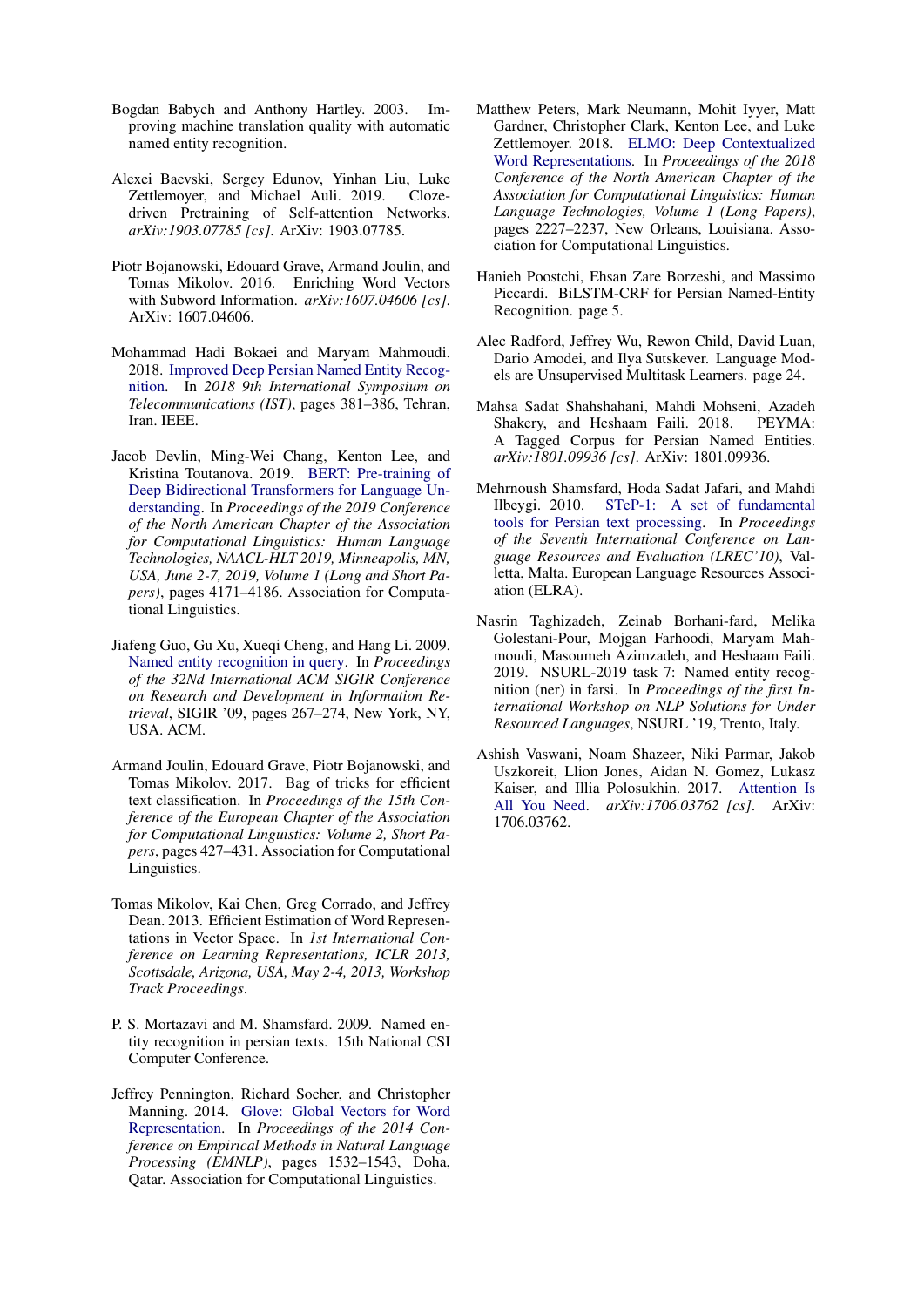Bogdan Babych and Anthony Hartley. 2003. Improving machine translation quality with automatic named entity recognition.

Alexei Baevski, Sergey Edunov, Yinhan Liu, Luke Zettlemoyer, and Michael Auli. 2019. Cloze-driven Pretraining of Self-attention Networks. *arXiv:1903.07785 [cs]*. ArXiv: 1903.07785.

Piotr Bojanowski, Edouard Grave, Armand Joulin, and Tomas Mikolov. 2016. Enriching Word Vectors with Subword Information. *arXiv:1607.04606 [cs]*. ArXiv: 1607.04606.

Mohammad Hadi Bokaei and Maryam Mahmoudi. 2018. Improved Deep Persian Named Entity Recognition. In *2018 9th International Symposium on Telecommunications (IST)*, pages 381–386, Tehran, Iran. IEEE.

Jacob Devlin, Ming-Wei Chang, Kenton Lee, and Kristina Toutanova. 2019. BERT: Pre-training of Deep Bidirectional Transformers for Language Understanding. In *Proceedings of the 2019 Conference of the North American Chapter of the Association for Computational Linguistics: Human Language Technologies, NAACL-HLT 2019, Minneapolis, MN, USA, June 2-7, 2019, Volume 1 (Long and Short Papers)*, pages 4171–4186. Association for Computational Linguistics.

Jiafeng Guo, Gu Xu, Xueqi Cheng, and Hang Li. 2009. Named entity recognition in query. In *Proceedings of the 32Nd International ACM SIGIR Conference on Research and Development in Information Retrieval*, SIGIR '09, pages 267–274, New York, NY, USA. ACM.

Armand Joulin, Edouard Grave, Piotr Bojanowski, and Tomas Mikolov. 2017. Bag of tricks for efficient text classification. In *Proceedings of the 15th Conference of the European Chapter of the Association for Computational Linguistics: Volume 2, Short Papers*, pages 427–431. Association for Computational Linguistics.

Tomas Mikolov, Kai Chen, Greg Corrado, and Jeffrey Dean. 2013. Efficient Estimation of Word Representations in Vector Space. In *1st International Conference on Learning Representations, ICLR 2013, Scottsdale, Arizona, USA, May 2-4, 2013, Workshop Track Proceedings*.

P. S. Mortazavi and M. Shamsfard. 2009. Named entity recognition in persian texts. 15th National CSI Computer Conference.

Jeffrey Pennington, Richard Socher, and Christopher Manning. 2014. Glove: Global Vectors for Word Representation. In *Proceedings of the 2014 Conference on Empirical Methods in Natural Language Processing (EMNLP)*, pages 1532–1543, Doha, Qatar. Association for Computational Linguistics.

Matthew Peters, Mark Neumann, Mohit Iyyer, Matt Gardner, Christopher Clark, Kenton Lee, and Luke Zettlemoyer. 2018. ELMO: Deep Contextualized Word Representations. In *Proceedings of the 2018 Conference of the North American Chapter of the Association for Computational Linguistics: Human Language Technologies, Volume 1 (Long Papers)*, pages 2227–2237, New Orleans, Louisiana. Association for Computational Linguistics.

Hanieh Poostchi, Ehsan Zare Borzeshi, and Massimo Piccardi. BiLSTM-CRF for Persian Named-Entity Recognition. page 5.

Alec Radford, Jeffrey Wu, Rewon Child, David Luan, Dario Amodei, and Illya Sutskever. Language Models are Unsupervised Multitask Learners. page 24.

Mahsa Sadat Shahshahani, Mahdi Mohseni, Azadeh Shakery, and Heshaam Faili. 2018. PEYMA: A Tagged Corpus for Persian Named Entities. *arXiv:1801.09936 [cs]*. ArXiv: 1801.09936.

Mehrnoush Shamsfard, Hoda Sadat Jafari, and Mahdi Ilbeygi. 2010. STeP-1: A set of fundamental tools for Persian text processing. In *Proceedings of the Seventh International Conference on Language Resources and Evaluation (LREC'10)*, Valletta, Malta. European Language Resources Association (ELRA).

Nasrin Taghizadeh, Zeinab Borhani-fard, Melika Golestani-Pour, Mojgan Farhoodi, Maryam Mahmoudi, Masoumeh Azimzadeh, and Heshaam Faili. 2019. NSURL-2019 task 7: Named entity recognition (ner) in farsi. In *Proceedings of the first International Workshop on NLP Solutions for Under Resourced Languages*, NSURL '19, Trento, Italy.

Ashish Vaswani, Noam Shazeer, Niki Parmar, Jakob Uszkoreit, Llion Jones, Aidan N. Gomez, Lukasz Kaiser, and Illia Polosukhin. 2017. Attention Is All You Need. *arXiv:1706.03762 [cs]*. ArXiv: 1706.03762.